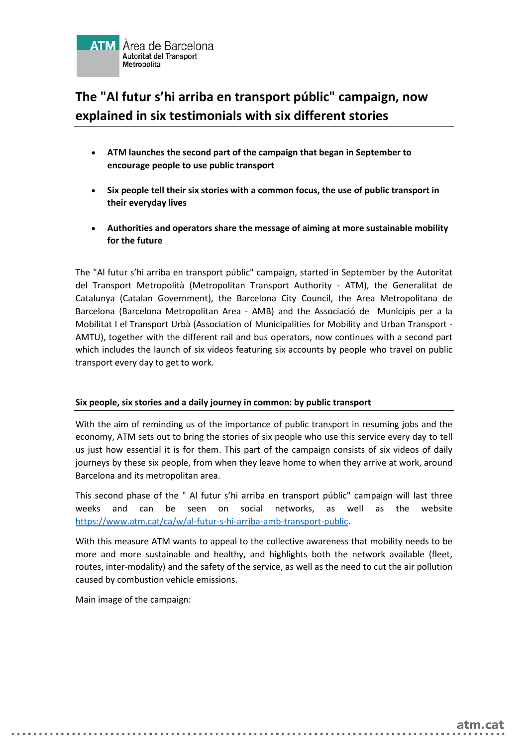# The "Al futur s'hi arriba en transport públic" campaign, now explained in six testimonials with six different stories

- **ATM launches the second part of the campaign that began in September to encourage people to use public transport**
- **Six people tell their six stories with a common focus, the use of public transport in their everyday lives**
- **Authorities and operators share the message of aiming at more sustainable mobility for the future**

The "Al futur s'hi arriba en transport públic" campaign, started in September by the Autoritat del Transport Metropolità (Metropolitan Transport Authority - ATM), the Generalitat de Catalunya (Catalan Government), the Barcelona City Council, the Area Metropolitana de Barcelona (Barcelona Metropolitan Area - AMB) and the Associació de Municipis per a la Mobilitat I el Transport Urbà (Association of Municipalities for Mobility and Urban Transport - AMTU), together with the different rail and bus operators, now continues with a second part which includes the launch of six videos featuring six accounts by people who travel on public transport every day to get to work.

## Six people, six stories and a daily journey in common: by public transport

With the aim of reminding us of the importance of public transport in resuming jobs and the economy, ATM sets out to bring the stories of six people who use this service every day to tell us just how essential it is for them. This part of the campaign consists of six videos of daily journeys by these six people, from when they leave home to when they arrive at work, around Barcelona and its metropolitan area.

This second phase of the " Al futur s'hi arriba en transport públic" campaign will last three weeks and can be seen on social networks, as well as the website https://www.atm.cat/ca/w/al-futur-s-hi-arriba-amb-transport-public.

With this measure ATM wants to appeal to the collective awareness that mobility needs to be more and more sustainable and healthy, and highlights both the network available (fleet, routes, inter-modality) and the safety of the service, as well as the need to cut the air pollution caused by combustion vehicle emissions.

Main image of the campaign: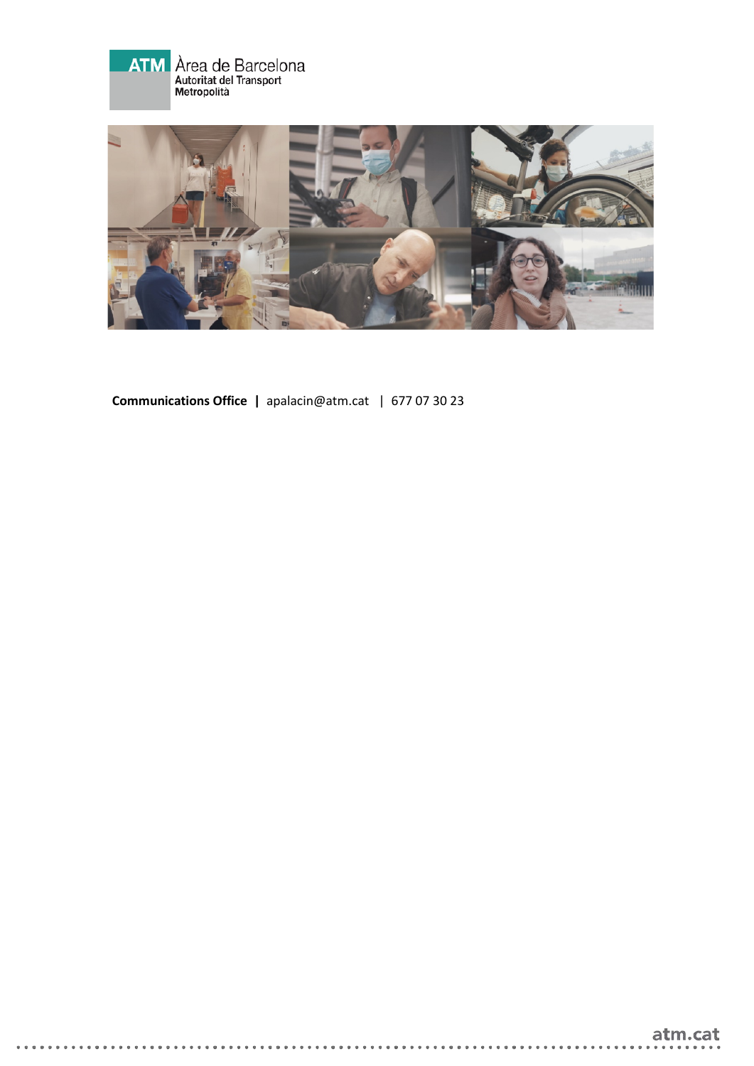**Communications Office |** apalacin@atm.cat | 677 07 30 23